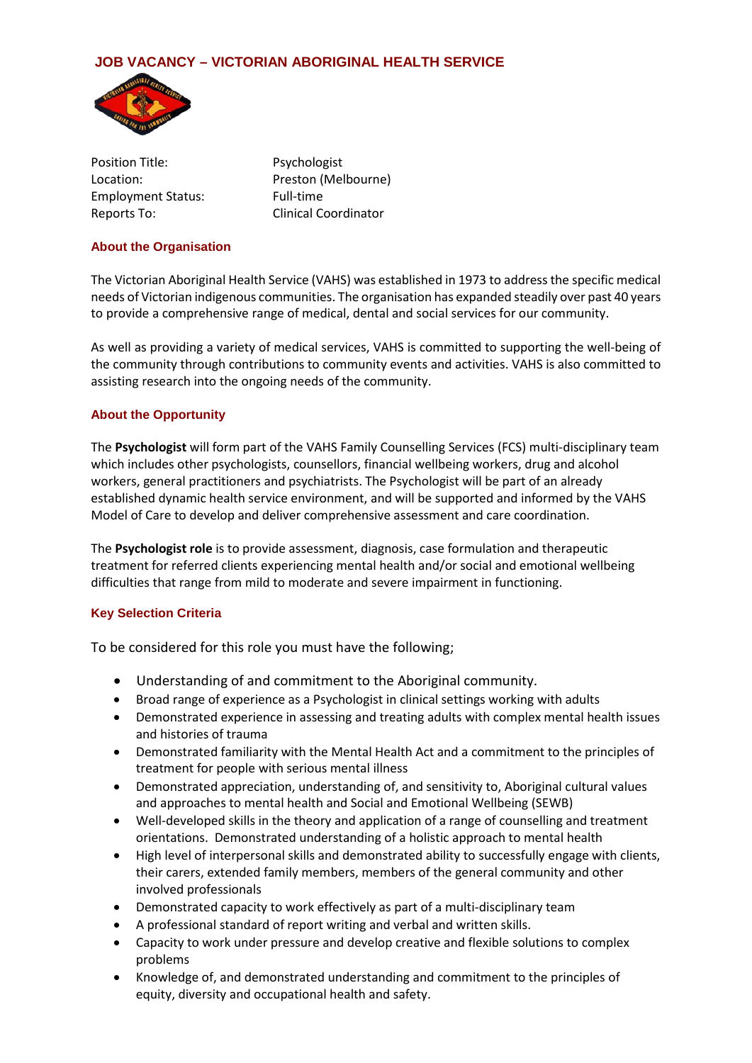# JOB VACANCY – VICTORIAN ABORIGINAL HEALTH SERVICE

| | |
|---|---|
| Position Title: | Psychologist |
| Location: | Preston (Melbourne) |
| Employment Status: | Full-time |
| Reports To: | Clinical Coordinator |

## About the Organisation

The Victorian Aboriginal Health Service (VAHS) was established in 1973 to address the specific medical needs of Victorian indigenous communities. The organisation has expanded steadily over past 40 years to provide a comprehensive range of medical, dental and social services for our community.

As well as providing a variety of medical services, VAHS is committed to supporting the well-being of the community through contributions to community events and activities. VAHS is also committed to assisting research into the ongoing needs of the community.

## About the Opportunity

The **Psychologist** will form part of the VAHS Family Counselling Services (FCS) multi-disciplinary team which includes other psychologists, counsellors, financial wellbeing workers, drug and alcohol workers, general practitioners and psychiatrists. The Psychologist will be part of an already established dynamic health service environment, and will be supported and informed by the VAHS Model of Care to develop and deliver comprehensive assessment and care coordination.

The **Psychologist role** is to provide assessment, diagnosis, case formulation and therapeutic treatment for referred clients experiencing mental health and/or social and emotional wellbeing difficulties that range from mild to moderate and severe impairment in functioning.

## Key Selection Criteria

To be considered for this role you must have the following;

- Understanding of and commitment to the Aboriginal community.
- Broad range of experience as a Psychologist in clinical settings working with adults
- Demonstrated experience in assessing and treating adults with complex mental health issues and histories of trauma
- Demonstrated familiarity with the Mental Health Act and a commitment to the principles of treatment for people with serious mental illness
- Demonstrated appreciation, understanding of, and sensitivity to, Aboriginal cultural values and approaches to mental health and Social and Emotional Wellbeing (SEWB)
- Well-developed skills in the theory and application of a range of counselling and treatment orientations. Demonstrated understanding of a holistic approach to mental health
- High level of interpersonal skills and demonstrated ability to successfully engage with clients, their carers, extended family members, members of the general community and other involved professionals
- Demonstrated capacity to work effectively as part of a multi-disciplinary team
- A professional standard of report writing and verbal and written skills.
- Capacity to work under pressure and develop creative and flexible solutions to complex problems
- Knowledge of, and demonstrated understanding and commitment to the principles of equity, diversity and occupational health and safety.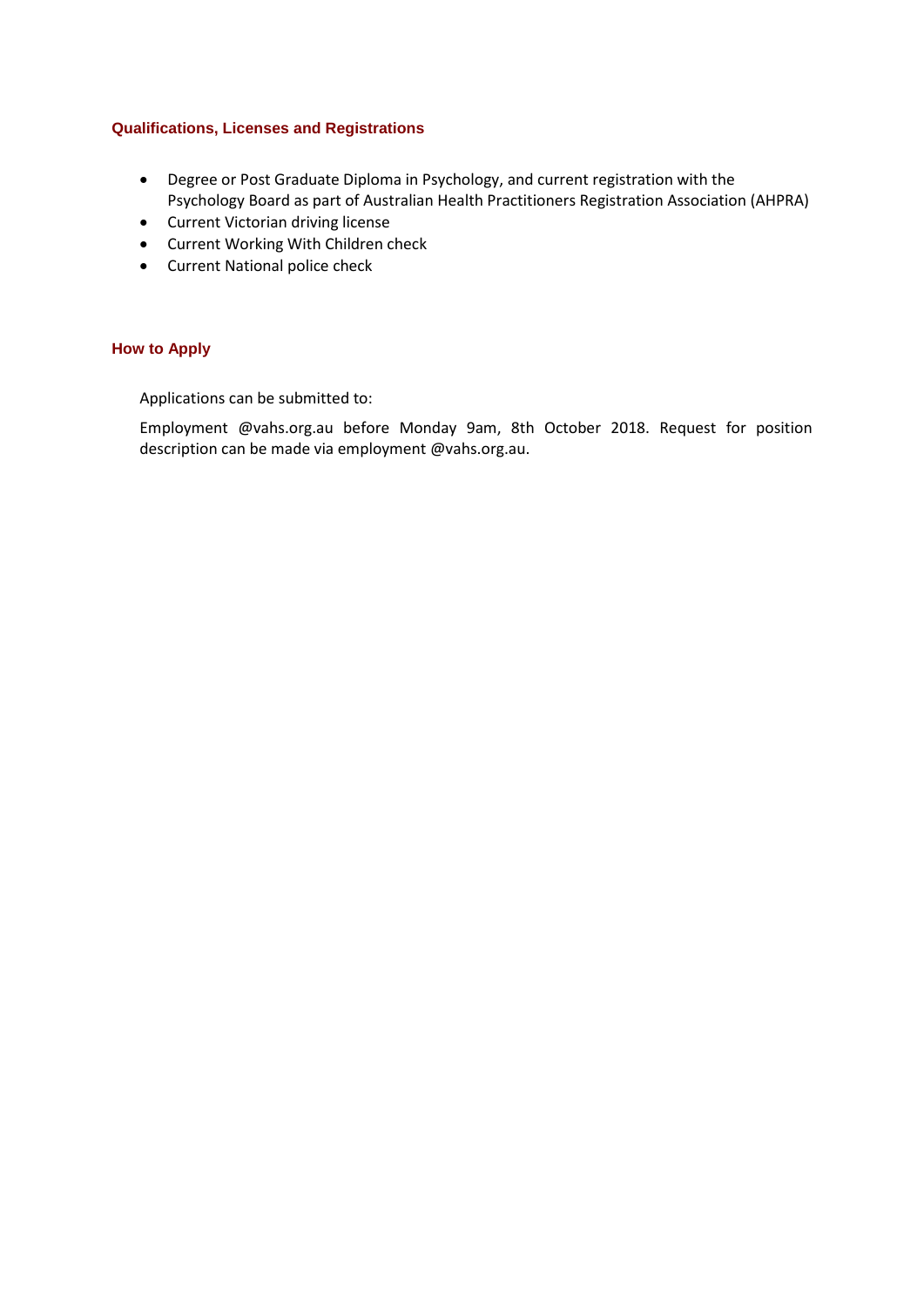## Qualifications, Licenses and Registrations

- Degree or Post Graduate Diploma in Psychology, and current registration with the Psychology Board as part of Australian Health Practitioners Registration Association (AHPRA)
- Current Victorian driving license
- Current Working With Children check
- Current National police check

## How to Apply

Applications can be submitted to:

Employment @vahs.org.au before Monday 9am, 8th October 2018. Request for position description can be made via employment @vahs.org.au.